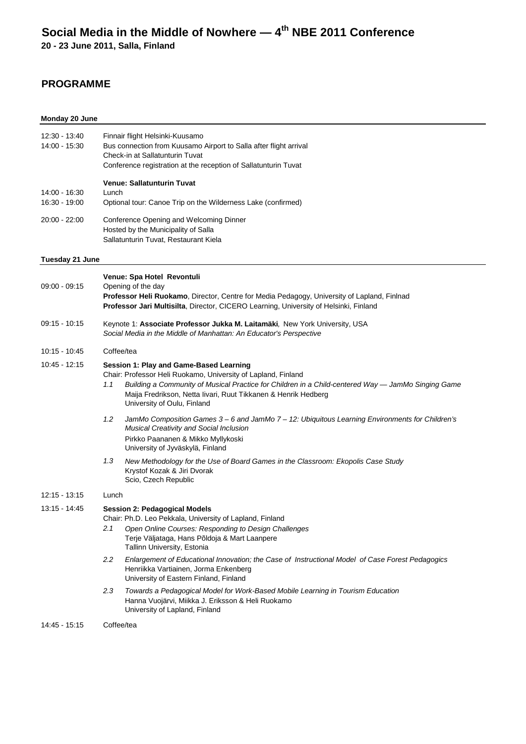# Social Media in the Middle of Nowhere — 4th NBE 2011 Conference

**20 - 23 June 2011, Salla, Finland**

## PROGRAMME

### Monday 20 June

| | |
|---|---|
| 12:30 - 13:40 | Finnair flight Helsinki-Kuusamo |
| 14:00 - 15:30 | Bus connection from Kuusamo Airport to Salla after flight arrival<br>Check-in at Sallatunturin Tuvat<br>Conference registration at the reception of Sallatunturin Tuvat |
| | **Venue: Sallatunturin Tuvat** |
| 14:00 - 16:30 | Lunch |
| 16:30 - 19:00 | Optional tour: Canoe Trip on the Wilderness Lake (confirmed) |
| 20:00 - 22:00 | Conference Opening and Welcoming Dinner<br>Hosted by the Municipality of Salla<br>Sallatunturin Tuvat, Restaurant Kiela |

### Tuesday 21 June

| | |
|---|---|
| | **Venue: Spa Hotel Revontuli** |
| 09:00 - 09:15 | Opening of the day<br>**Professor Heli Ruokamo**, Director, Centre for Media Pedagogy, University of Lapland, Finlnad<br>**Professor Jari Multisilta**, Director, CICERO Learning, University of Helsinki, Finland |
| 09:15 - 10:15 | Keynote 1: **Associate Professor Jukka M. Laitamäki**, New York University, USA<br>*Social Media in the Middle of Manhattan: An Educator's Perspective* |
| 10:15 - 10:45 | Coffee/tea |
| 10:45 - 12:15 | **Session 1: Play and Game-Based Learning**<br>Chair: Professor Heli Ruokamo, University of Lapland, Finland<br>1.1 *Building a Community of Musical Practice for Children in a Child-centered Way — JamMo Singing Game*<br>Maija Fredrikson, Netta Iivari, Ruut Tikkanen & Henrik Hedberg<br>University of Oulu, Finland<br>1.2 *JamMo Composition Games 3 – 6 and JamMo 7 – 12: Ubiquitous Learning Environments for Children's Musical Creativity and Social Inclusion*<br>Pirkko Paananen & Mikko Myllykoski<br>University of Jyväskylä, Finland<br>1.3 *New Methodology for the Use of Board Games in the Classroom: Ekopolis Case Study*<br>Krystof Kozak & Jiri Dvorak<br>Scio, Czech Republic |
| 12:15 - 13:15 | Lunch |
| 13:15 - 14:45 | **Session 2: Pedagogical Models**<br>Chair: Ph.D. Leo Pekkala, University of Lapland, Finland<br>2.1 *Open Online Courses: Responding to Design Challenges*<br>Terje Väljataga, Hans Põldoja & Mart Laanpere<br>Tallinn University, Estonia<br>2.2 *Enlargement of Educational Innovation; the Case of Instructional Model of Case Forest Pedagogics*<br>Henriikka Vartiainen, Jorma Enkenberg<br>University of Eastern Finland, Finland<br>2.3 *Towards a Pedagogical Model for Work-Based Mobile Learning in Tourism Education*<br>Hanna Vuojärvi, Miikka J. Eriksson & Heli Ruokamo<br>University of Lapland, Finland |
| 14:45 - 15:15 | Coffee/tea |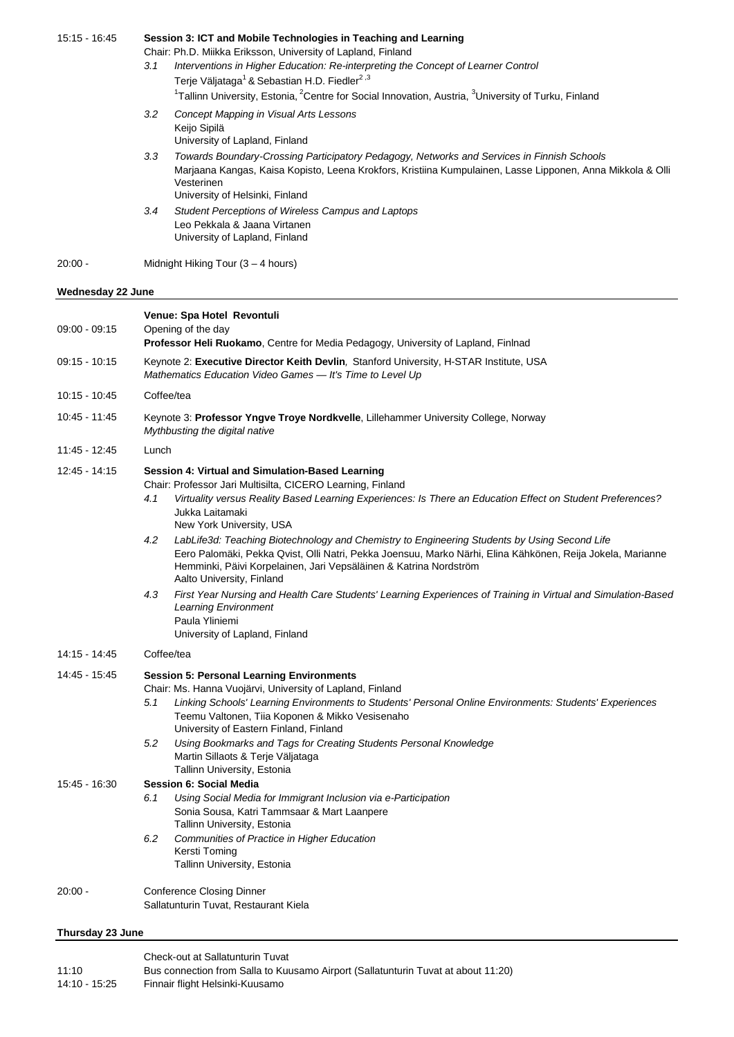15:15 - 16:45 **Session 3: ICT and Mobile Technologies in Teaching and Learning**

Chair: Ph.D. Miikka Eriksson, University of Lapland, Finland

3.1 *Interventions in Higher Education: Re-interpreting the Concept of Learner Control*
Terje Väljataga[1] & Sebastian H.D. Fiedler[2,3]
[1]Tallinn University, Estonia, [2]Centre for Social Innovation, Austria, [3]University of Turku, Finland

3.2 *Concept Mapping in Visual Arts Lessons*
Keijo Sipilä
University of Lapland, Finland

3.3 *Towards Boundary-Crossing Participatory Pedagogy, Networks and Services in Finnish Schools*
Marjaana Kangas, Kaisa Kopisto, Leena Krokfors, Kristiina Kumpulainen, Lasse Lipponen, Anna Mikkola & Olli Vesterinen
University of Helsinki, Finland

3.4 *Student Perceptions of Wireless Campus and Laptops*
Leo Pekkala & Jaana Virtanen
University of Lapland, Finland

20:00 - Midnight Hiking Tour (3 – 4 hours)

## Wednesday 22 June

**Venue: Spa Hotel Revontuli**

09:00 - 09:15 Opening of the day
**Professor Heli Ruokamo**, Centre for Media Pedagogy, University of Lapland, Finlnad

09:15 - 10:15 Keynote 2: **Executive Director Keith Devlin**, Stanford University, H-STAR Institute, USA
*Mathematics Education Video Games — It's Time to Level Up*

10:15 - 10:45 Coffee/tea

10:45 - 11:45 Keynote 3: **Professor Yngve Troye Nordkvelle**, Lillehammer University College, Norway
*Mythbusting the digital native*

11:45 - 12:45 Lunch

12:45 - 14:15 **Session 4: Virtual and Simulation-Based Learning**

Chair: Professor Jari Multisilta, CICERO Learning, Finland

4.1 *Virtuality versus Reality Based Learning Experiences: Is There an Education Effect on Student Preferences?*
Jukka Laitamaki
New York University, USA

4.2 *LabLife3d: Teaching Biotechnology and Chemistry to Engineering Students by Using Second Life*
Eero Palomäki, Pekka Qvist, Olli Natri, Pekka Joensuu, Marko Närhi, Elina Kähkönen, Reija Jokela, Marianne Hemminki, Päivi Korpelainen, Jari Vepsäläinen & Katrina Nordström
Aalto University, Finland

4.3 *First Year Nursing and Health Care Students' Learning Experiences of Training in Virtual and Simulation-Based Learning Environment*
Paula Yliniemi
University of Lapland, Finland

14:15 - 14:45 Coffee/tea

14:45 - 15:45 **Session 5: Personal Learning Environments**

Chair: Ms. Hanna Vuojärvi, University of Lapland, Finland

5.1 *Linking Schools' Learning Environments to Students' Personal Online Environments: Students' Experiences*
Teemu Valtonen, Tiia Koponen & Mikko Vesisenaho
University of Eastern Finland, Finland

5.2 *Using Bookmarks and Tags for Creating Students Personal Knowledge*
Martin Sillaots & Terje Väljataga
Tallinn University, Estonia

15:45 - 16:30 **Session 6: Social Media**

6.1 *Using Social Media for Immigrant Inclusion via e-Participation*
Sonia Sousa, Katri Tammsaar & Mart Laanpere
Tallinn University, Estonia

6.2 *Communities of Practice in Higher Education*
Kersti Toming
Tallinn University, Estonia

20:00 - Conference Closing Dinner
Sallatunturin Tuvat, Restaurant Kiela

## Thursday 23 June

Check-out at Sallatunturin Tuvat

11:10 Bus connection from Salla to Kuusamo Airport (Sallatunturin Tuvat at about 11:20)

14:10 - 15:25 Finnair flight Helsinki-Kuusamo